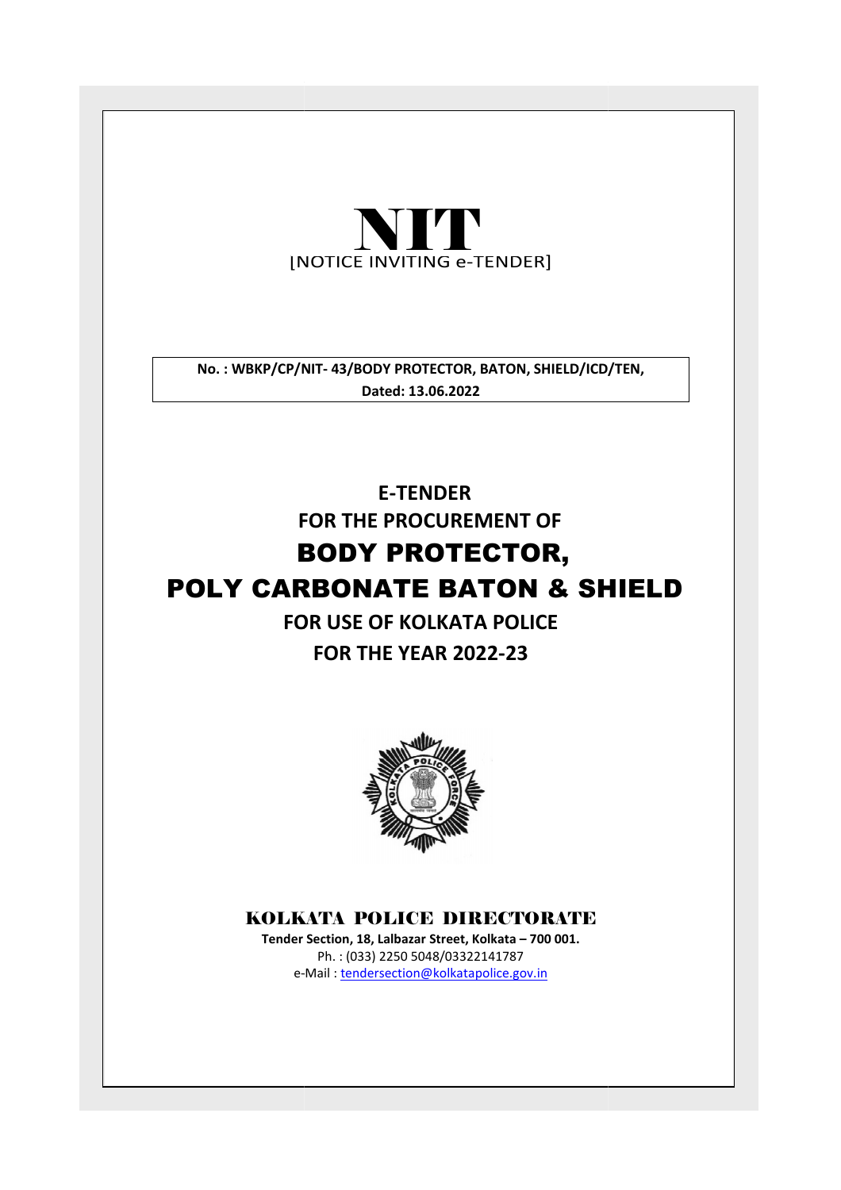# NIT

[NOTICE INVITING e-TENDER]

**No. : WBKP/CP/NIT- 43/BODY PROTECTOR, BATON, SHIELD/ICD/TEN, Dated: 13.06.2022**

## E-TENDER FOR THE PROCUREMENT OF

# BODY PROTECTOR, POLY CARBONATE BATON & SHIELD

## FOR USE OF KOLKATA POLICE FOR THE YEAR 2022-23

### KOLKATA POLICE DIRECTORATE

**Tender Section, 18, Lalbazar Street, Kolkata – 700 001.**

Ph. : (033) 2250 5048/03322141787

e-Mail : tendersection@kolkatapolice.gov.in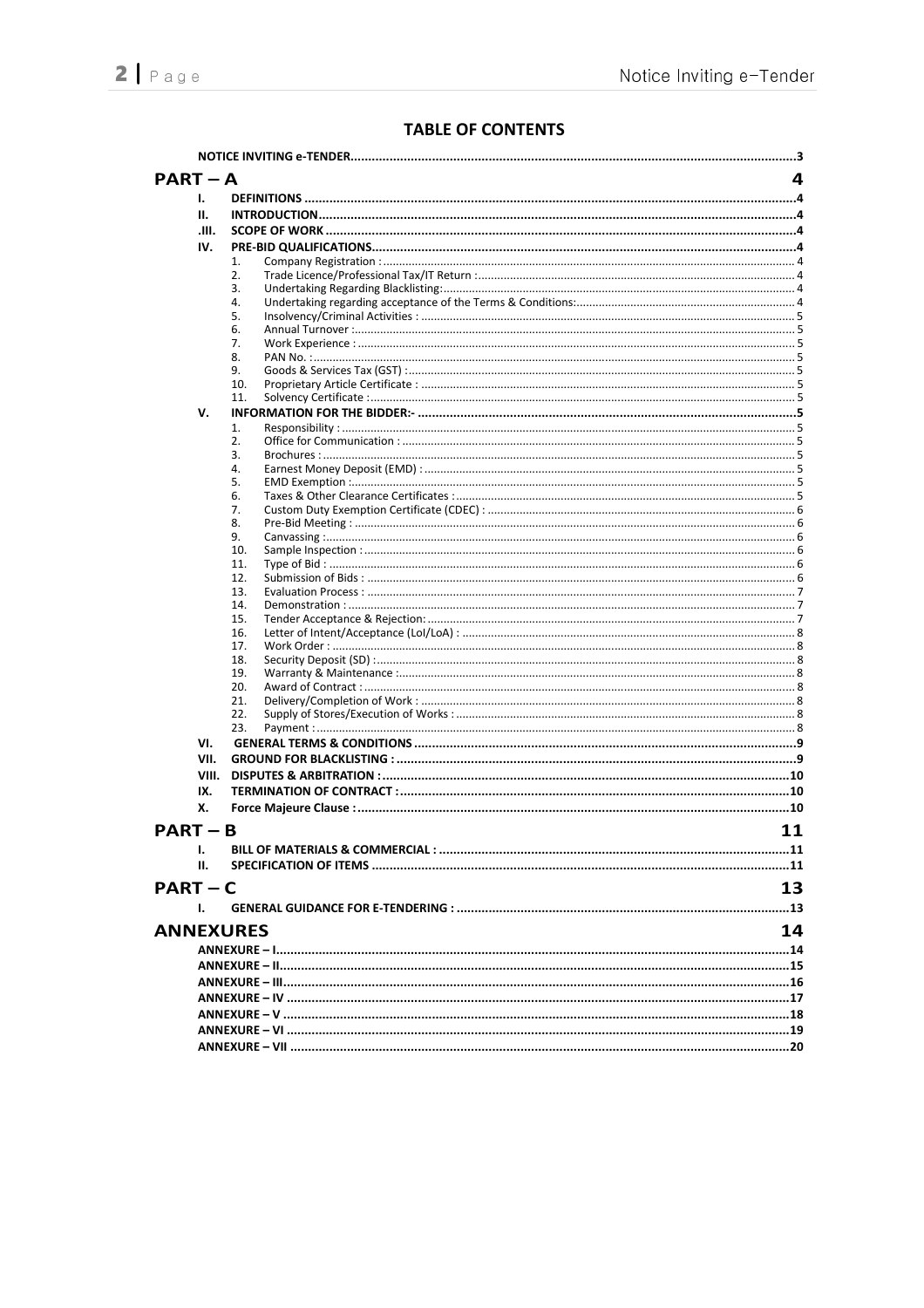# TABLE OF CONTENTS

NOTICE INVITING e-TENDER ..... 3

## PART – A ..... 4

- I. DEFINITIONS ..... 4
- II. INTRODUCTION ..... 4
- .III. SCOPE OF WORK ..... 4
- IV. PRE-BID QUALIFICATIONS ..... 4
  1. Company Registration : ..... 4
  2. Trade Licence/Professional Tax/IT Return : ..... 4
  3. Undertaking Regarding Blacklisting: ..... 4
  4. Undertaking regarding acceptance of the Terms & Conditions: ..... 4
  5. Insolvency/Criminal Activities : ..... 5
  6. Annual Turnover : ..... 5
  7. Work Experience : ..... 5
  8. PAN No. : ..... 5
  9. Goods & Services Tax (GST) : ..... 5
  10. Proprietary Article Certificate : ..... 5
  11. Solvency Certificate : ..... 5
- V. INFORMATION FOR THE BIDDER:- ..... 5
  1. Responsibility : ..... 5
  2. Office for Communication : ..... 5
  3. Brochures : ..... 5
  4. Earnest Money Deposit (EMD) : ..... 5
  5. EMD Exemption : ..... 5
  6. Taxes & Other Clearance Certificates : ..... 5
  7. Custom Duty Exemption Certificate (CDEC) : ..... 6
  8. Pre-Bid Meeting : ..... 6
  9. Canvassing : ..... 6
  10. Sample Inspection : ..... 6
  11. Type of Bid : ..... 6
  12. Submission of Bids : ..... 6
  13. Evaluation Process : ..... 7
  14. Demonstration : ..... 7
  15. Tender Acceptance & Rejection: ..... 7
  16. Letter of Intent/Acceptance (LoI/LoA) : ..... 8
  17. Work Order : ..... 8
  18. Security Deposit (SD) : ..... 8
  19. Warranty & Maintenance : ..... 8
  20. Award of Contract : ..... 8
  21. Delivery/Completion of Work : ..... 8
  22. Supply of Stores/Execution of Works : ..... 8
  23. Payment : ..... 8
- VI. GENERAL TERMS & CONDITIONS ..... 9
- VII. GROUND FOR BLACKLISTING : ..... 9
- VIII. DISPUTES & ARBITRATION : ..... 10
- IX. TERMINATION OF CONTRACT : ..... 10
- X. Force Majeure Clause : ..... 10

## PART – B ..... 11

- I. BILL OF MATERIALS & COMMERCIAL : ..... 11
- II. SPECIFICATION OF ITEMS ..... 11

## PART – C ..... 13

- I. GENERAL GUIDANCE FOR E-TENDERING : ..... 13

## ANNEXURES ..... 14

- ANNEXURE – I ..... 14
- ANNEXURE – II ..... 15
- ANNEXURE – III ..... 16
- ANNEXURE – IV ..... 17
- ANNEXURE – V ..... 18
- ANNEXURE – VI ..... 19
- ANNEXURE – VII ..... 20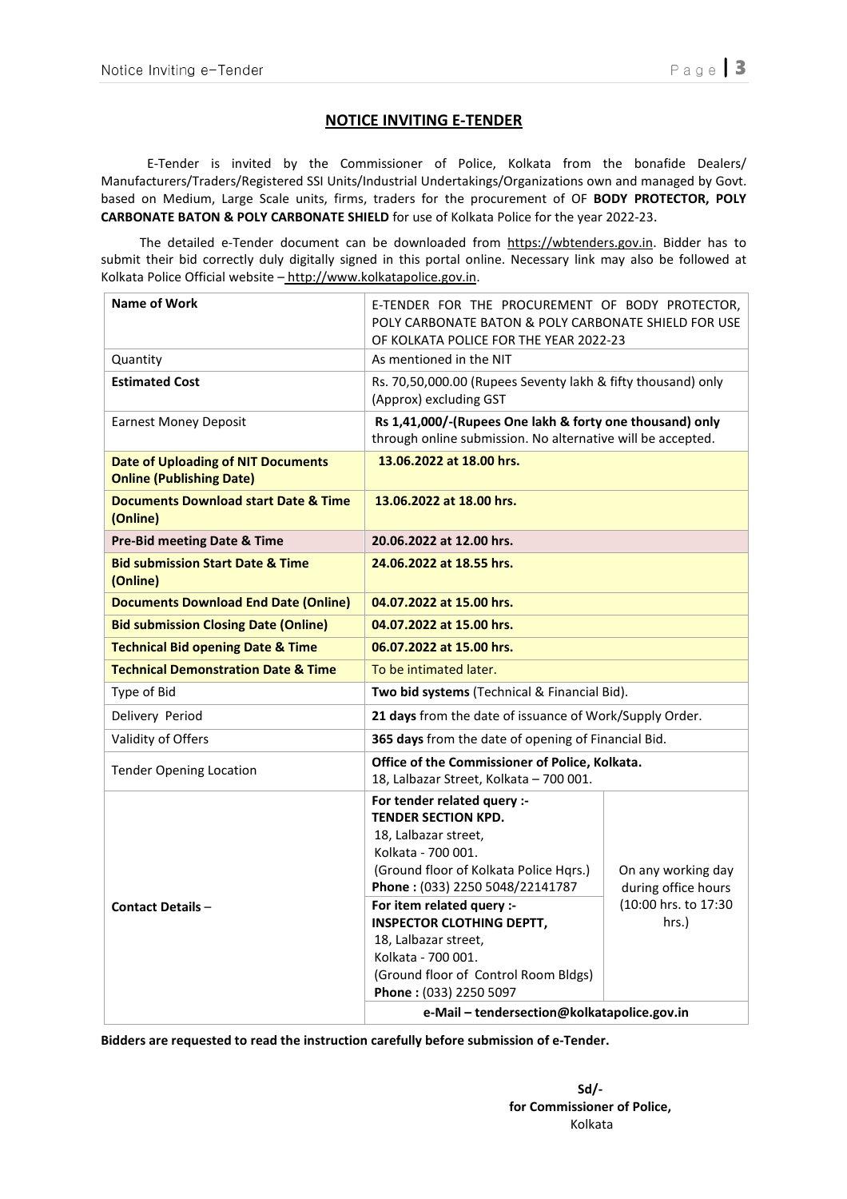## NOTICE INVITING E-TENDER

E-Tender is invited by the Commissioner of Police, Kolkata from the bonafide Dealers/ Manufacturers/Traders/Registered SSI Units/Industrial Undertakings/Organizations own and managed by Govt. based on Medium, Large Scale units, firms, traders for the procurement of OF **BODY PROTECTOR, POLY CARBONATE BATON & POLY CARBONATE SHIELD** for use of Kolkata Police for the year 2022-23.

The detailed e-Tender document can be downloaded from https://wbtenders.gov.in. Bidder has to submit their bid correctly duly digitally signed in this portal online. Necessary link may also be followed at Kolkata Police Official website – http://www.kolkatapolice.gov.in.

| **Name of Work** | E-TENDER FOR THE PROCUREMENT OF BODY PROTECTOR, POLY CARBONATE BATON & POLY CARBONATE SHIELD FOR USE OF KOLKATA POLICE FOR THE YEAR 2022-23 | |
|---|---|---|
| Quantity | As mentioned in the NIT | |
| **Estimated Cost** | Rs. 70,50,000.00 (Rupees Seventy lakh & fifty thousand) only (Approx) excluding GST | |
| Earnest Money Deposit | **Rs 1,41,000/-(Rupees One lakh & forty one thousand) only** through online submission. No alternative will be accepted. | |
| **Date of Uploading of NIT Documents Online (Publishing Date)** | **13.06.2022 at 18.00 hrs.** | |
| **Documents Download start Date & Time (Online)** | **13.06.2022 at 18.00 hrs.** | |
| **Pre-Bid meeting Date & Time** | **20.06.2022 at 12.00 hrs.** | |
| **Bid submission Start Date & Time (Online)** | **24.06.2022 at 18.55 hrs.** | |
| **Documents Download End Date (Online)** | **04.07.2022 at 15.00 hrs.** | |
| **Bid submission Closing Date (Online)** | **04.07.2022 at 15.00 hrs.** | |
| **Technical Bid opening Date & Time** | **06.07.2022 at 15.00 hrs.** | |
| **Technical Demonstration Date & Time** | To be intimated later. | |
| Type of Bid | **Two bid systems** (Technical & Financial Bid). | |
| Delivery Period | **21 days** from the date of issuance of Work/Supply Order. | |
| Validity of Offers | **365 days** from the date of opening of Financial Bid. | |
| Tender Opening Location | **Office of the Commissioner of Police, Kolkata.** 18, Lalbazar Street, Kolkata – 700 001. | |
| **Contact Details** – | **For tender related query :- TENDER SECTION KPD.** 18, Lalbazar street, Kolkata - 700 001. (Ground floor of Kolkata Police Hqrs.) **Phone :** (033) 2250 5048/22141787 | On any working day during office hours (10:00 hrs. to 17:30 hrs.) |
| | **For item related query :- INSPECTOR CLOTHING DEPTT,** 18, Lalbazar street, Kolkata - 700 001. (Ground floor of Control Room Bldgs) **Phone :** (033) 2250 5097 | |
| | **e-Mail – tendersection@kolkatapolice.gov.in** | |

**Bidders are requested to read the instruction carefully before submission of e-Tender.**

**Sd/-**
**for Commissioner of Police,**
Kolkata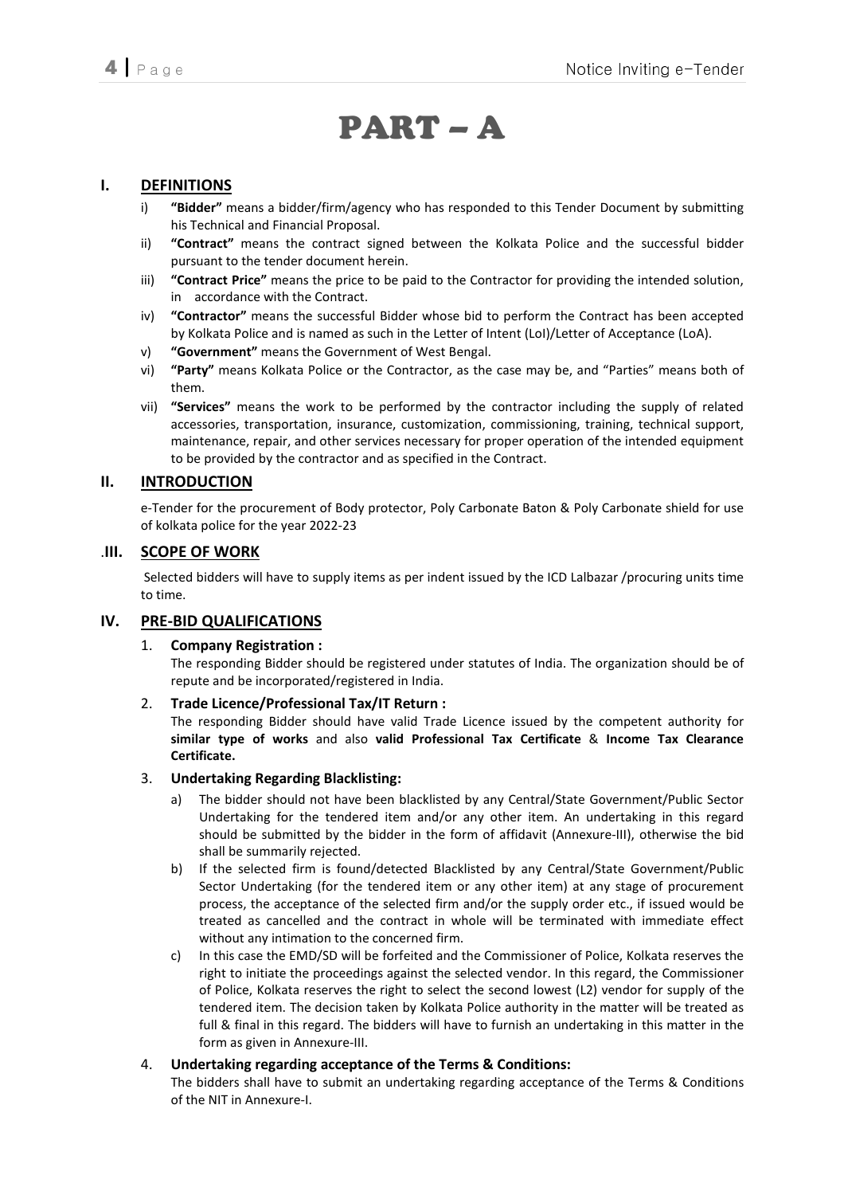# PART – A

## I. DEFINITIONS

i) **"Bidder"** means a bidder/firm/agency who has responded to this Tender Document by submitting his Technical and Financial Proposal.

ii) **"Contract"** means the contract signed between the Kolkata Police and the successful bidder pursuant to the tender document herein.

iii) **"Contract Price"** means the price to be paid to the Contractor for providing the intended solution, in accordance with the Contract.

iv) **"Contractor"** means the successful Bidder whose bid to perform the Contract has been accepted by Kolkata Police and is named as such in the Letter of Intent (LoI)/Letter of Acceptance (LoA).

v) **"Government"** means the Government of West Bengal.

vi) **"Party"** means Kolkata Police or the Contractor, as the case may be, and "Parties" means both of them.

vii) **"Services"** means the work to be performed by the contractor including the supply of related accessories, transportation, insurance, customization, commissioning, training, technical support, maintenance, repair, and other services necessary for proper operation of the intended equipment to be provided by the contractor and as specified in the Contract.

## II. INTRODUCTION

e-Tender for the procurement of Body protector, Poly Carbonate Baton & Poly Carbonate shield for use of kolkata police for the year 2022-23

## .III. SCOPE OF WORK

Selected bidders will have to supply items as per indent issued by the ICD Lalbazar /procuring units time to time.

## IV. PRE-BID QUALIFICATIONS

### 1. Company Registration :

The responding Bidder should be registered under statutes of India. The organization should be of repute and be incorporated/registered in India.

### 2. Trade Licence/Professional Tax/IT Return :

The responding Bidder should have valid Trade Licence issued by the competent authority for **similar type of works** and also **valid Professional Tax Certificate** & **Income Tax Clearance Certificate.**

### 3. Undertaking Regarding Blacklisting:

a) The bidder should not have been blacklisted by any Central/State Government/Public Sector Undertaking for the tendered item and/or any other item. An undertaking in this regard should be submitted by the bidder in the form of affidavit (Annexure-III), otherwise the bid shall be summarily rejected.

b) If the selected firm is found/detected Blacklisted by any Central/State Government/Public Sector Undertaking (for the tendered item or any other item) at any stage of procurement process, the acceptance of the selected firm and/or the supply order etc., if issued would be treated as cancelled and the contract in whole will be terminated with immediate effect without any intimation to the concerned firm.

c) In this case the EMD/SD will be forfeited and the Commissioner of Police, Kolkata reserves the right to initiate the proceedings against the selected vendor. In this regard, the Commissioner of Police, Kolkata reserves the right to select the second lowest (L2) vendor for supply of the tendered item. The decision taken by Kolkata Police authority in the matter will be treated as full & final in this regard. The bidders will have to furnish an undertaking in this matter in the form as given in Annexure-III.

### 4. Undertaking regarding acceptance of the Terms & Conditions:

The bidders shall have to submit an undertaking regarding acceptance of the Terms & Conditions of the NIT in Annexure-I.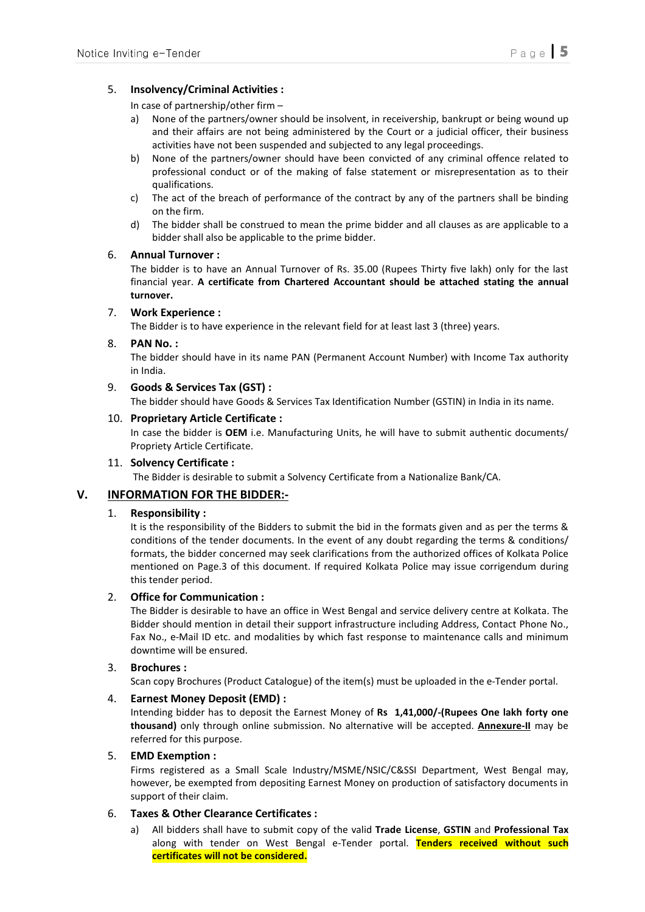5. **Insolvency/Criminal Activities :**

   In case of partnership/other firm –

   a) None of the partners/owner should be insolvent, in receivership, bankrupt or being wound up and their affairs are not being administered by the Court or a judicial officer, their business activities have not been suspended and subjected to any legal proceedings.
   b) None of the partners/owner should have been convicted of any criminal offence related to professional conduct or of the making of false statement or misrepresentation as to their qualifications.
   c) The act of the breach of performance of the contract by any of the partners shall be binding on the firm.
   d) The bidder shall be construed to mean the prime bidder and all clauses as are applicable to a bidder shall also be applicable to the prime bidder.

6. **Annual Turnover :**

   The bidder is to have an Annual Turnover of Rs. 35.00 (Rupees Thirty five lakh) only for the last financial year. **A certificate from Chartered Accountant should be attached stating the annual turnover.**

7. **Work Experience :**

   The Bidder is to have experience in the relevant field for at least last 3 (three) years.

8. **PAN No. :**

   The bidder should have in its name PAN (Permanent Account Number) with Income Tax authority in India.

9. **Goods & Services Tax (GST) :**

   The bidder should have Goods & Services Tax Identification Number (GSTIN) in India in its name.

10. **Proprietary Article Certificate :**

    In case the bidder is **OEM** i.e. Manufacturing Units, he will have to submit authentic documents/ Propriety Article Certificate.

11. **Solvency Certificate :**

    The Bidder is desirable to submit a Solvency Certificate from a Nationalize Bank/CA.

## V. INFORMATION FOR THE BIDDER:-

1. **Responsibility :**

   It is the responsibility of the Bidders to submit the bid in the formats given and as per the terms & conditions of the tender documents. In the event of any doubt regarding the terms & conditions/ formats, the bidder concerned may seek clarifications from the authorized offices of Kolkata Police mentioned on Page.3 of this document. If required Kolkata Police may issue corrigendum during this tender period.

2. **Office for Communication :**

   The Bidder is desirable to have an office in West Bengal and service delivery centre at Kolkata. The Bidder should mention in detail their support infrastructure including Address, Contact Phone No., Fax No., e-Mail ID etc. and modalities by which fast response to maintenance calls and minimum downtime will be ensured.

3. **Brochures :**

   Scan copy Brochures (Product Catalogue) of the item(s) must be uploaded in the e-Tender portal.

4. **Earnest Money Deposit (EMD) :**

   Intending bidder has to deposit the Earnest Money of **Rs 1,41,000/-(Rupees One lakh forty one thousand)** only through online submission. No alternative will be accepted. **Annexure-II** may be referred for this purpose.

5. **EMD Exemption :**

   Firms registered as a Small Scale Industry/MSME/NSIC/C&SSI Department, West Bengal may, however, be exempted from depositing Earnest Money on production of satisfactory documents in support of their claim.

6. **Taxes & Other Clearance Certificates :**

   a) All bidders shall have to submit copy of the valid **Trade License**, **GSTIN** and **Professional Tax** along with tender on West Bengal e-Tender portal. **Tenders received without such certificates will not be considered.**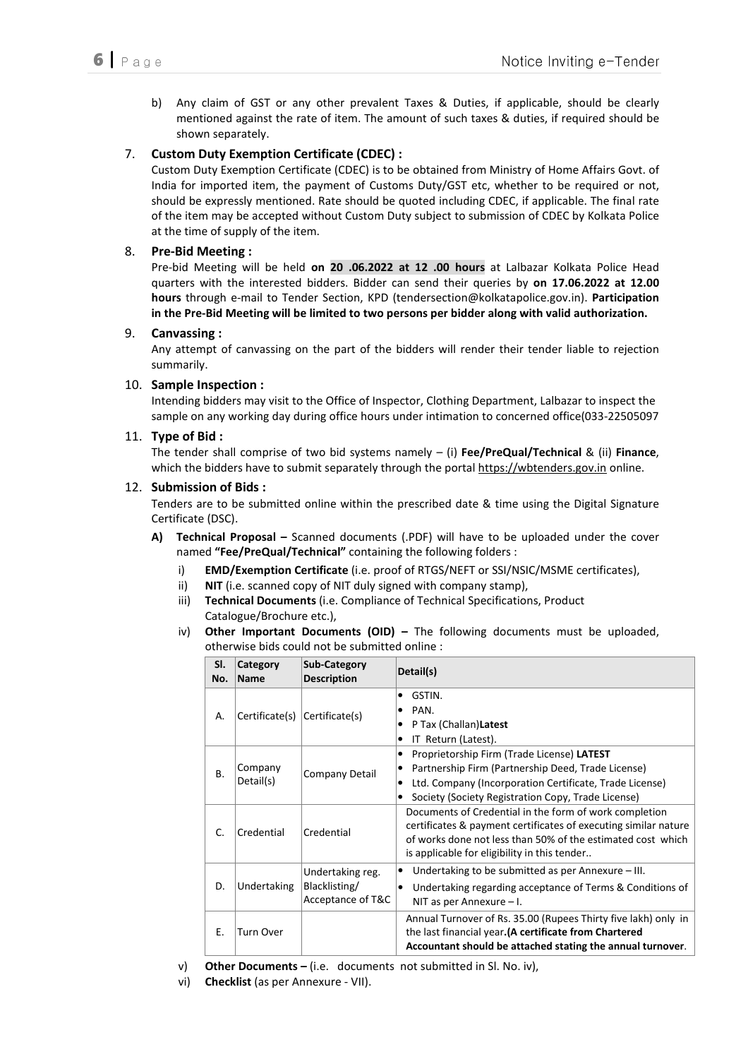b) Any claim of GST or any other prevalent Taxes & Duties, if applicable, should be clearly mentioned against the rate of item. The amount of such taxes & duties, if required should be shown separately.

## 7. Custom Duty Exemption Certificate (CDEC) :

Custom Duty Exemption Certificate (CDEC) is to be obtained from Ministry of Home Affairs Govt. of India for imported item, the payment of Customs Duty/GST etc, whether to be required or not, should be expressly mentioned. Rate should be quoted including CDEC, if applicable. The final rate of the item may be accepted without Custom Duty subject to submission of CDEC by Kolkata Police at the time of supply of the item.

## 8. Pre-Bid Meeting :

Pre-bid Meeting will be held **on 20 .06.2022 at 12 .00 hours** at Lalbazar Kolkata Police Head quarters with the interested bidders. Bidder can send their queries by **on 17.06.2022 at 12.00 hours** through e-mail to Tender Section, KPD (tendersection@kolkatapolice.gov.in). **Participation in the Pre-Bid Meeting will be limited to two persons per bidder along with valid authorization.**

## 9. Canvassing :

Any attempt of canvassing on the part of the bidders will render their tender liable to rejection summarily.

## 10. Sample Inspection :

Intending bidders may visit to the Office of Inspector, Clothing Department, Lalbazar to inspect the sample on any working day during office hours under intimation to concerned office(033-22505097

## 11. Type of Bid :

The tender shall comprise of two bid systems namely – (i) **Fee/PreQual/Technical** & (ii) **Finance**, which the bidders have to submit separately through the portal https://wbtenders.gov.in online.

## 12. Submission of Bids :

Tenders are to be submitted online within the prescribed date & time using the Digital Signature Certificate (DSC).

**A) Technical Proposal –** Scanned documents (.PDF) will have to be uploaded under the cover named **"Fee/PreQual/Technical"** containing the following folders :

i) **EMD/Exemption Certificate** (i.e. proof of RTGS/NEFT or SSI/NSIC/MSME certificates),

ii) **NIT** (i.e. scanned copy of NIT duly signed with company stamp),

iii) **Technical Documents** (i.e. Compliance of Technical Specifications, Product Catalogue/Brochure etc.),

iv) **Other Important Documents (OID) –** The following documents must be uploaded, otherwise bids could not be submitted online :

| Sl. No. | Category Name | Sub-Category Description | Detail(s) |
|---|---|---|---|
| A. | Certificate(s) | Certificate(s) | • GSTIN.<br>• PAN.<br>• P Tax (Challan)**Latest**<br>• IT Return (Latest). |
| B. | Company Detail(s) | Company Detail | • Proprietorship Firm (Trade License) **LATEST**<br>• Partnership Firm (Partnership Deed, Trade License)<br>• Ltd. Company (Incorporation Certificate, Trade License)<br>• Society (Society Registration Copy, Trade License) |
| C. | Credential | Credential | Documents of Credential in the form of work completion certificates & payment certificates of executing similar nature of works done not less than 50% of the estimated cost which is applicable for eligibility in this tender.. |
| D. | Undertaking | Undertaking reg. Blacklisting/ Acceptance of T&C | • Undertaking to be submitted as per Annexure – III.<br>• Undertaking regarding acceptance of Terms & Conditions of NIT as per Annexure – I. |
| E. | Turn Over | | Annual Turnover of Rs. 35.00 (Rupees Thirty five lakh) only in the last financial year**.(A certificate from Chartered Accountant should be attached stating the annual turnover**. |

v) **Other Documents –** (i.e. documents not submitted in Sl. No. iv),

vi) **Checklist** (as per Annexure - VII).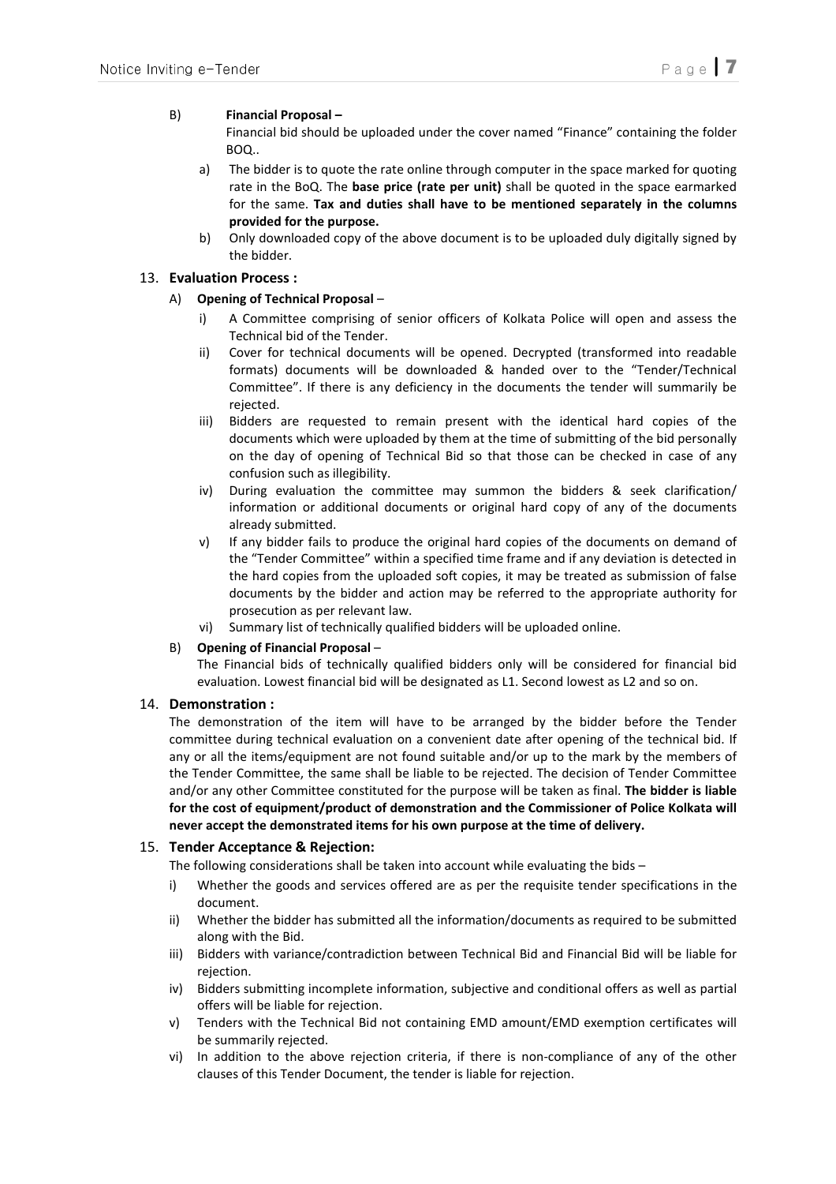B) **Financial Proposal –**

Financial bid should be uploaded under the cover named "Finance" containing the folder BOQ..

a) The bidder is to quote the rate online through computer in the space marked for quoting rate in the BoQ. The **base price (rate per unit)** shall be quoted in the space earmarked for the same. **Tax and duties shall have to be mentioned separately in the columns provided for the purpose.**

b) Only downloaded copy of the above document is to be uploaded duly digitally signed by the bidder.

## 13. Evaluation Process :

A) **Opening of Technical Proposal** –

i) A Committee comprising of senior officers of Kolkata Police will open and assess the Technical bid of the Tender.

ii) Cover for technical documents will be opened. Decrypted (transformed into readable formats) documents will be downloaded & handed over to the "Tender/Technical Committee". If there is any deficiency in the documents the tender will summarily be rejected.

iii) Bidders are requested to remain present with the identical hard copies of the documents which were uploaded by them at the time of submitting of the bid personally on the day of opening of Technical Bid so that those can be checked in case of any confusion such as illegibility.

iv) During evaluation the committee may summon the bidders & seek clarification/ information or additional documents or original hard copy of any of the documents already submitted.

v) If any bidder fails to produce the original hard copies of the documents on demand of the "Tender Committee" within a specified time frame and if any deviation is detected in the hard copies from the uploaded soft copies, it may be treated as submission of false documents by the bidder and action may be referred to the appropriate authority for prosecution as per relevant law.

vi) Summary list of technically qualified bidders will be uploaded online.

B) **Opening of Financial Proposal** –

The Financial bids of technically qualified bidders only will be considered for financial bid evaluation. Lowest financial bid will be designated as L1. Second lowest as L2 and so on.

## 14. Demonstration :

The demonstration of the item will have to be arranged by the bidder before the Tender committee during technical evaluation on a convenient date after opening of the technical bid. If any or all the items/equipment are not found suitable and/or up to the mark by the members of the Tender Committee, the same shall be liable to be rejected. The decision of Tender Committee and/or any other Committee constituted for the purpose will be taken as final. **The bidder is liable for the cost of equipment/product of demonstration and the Commissioner of Police Kolkata will never accept the demonstrated items for his own purpose at the time of delivery.**

## 15. Tender Acceptance & Rejection:

The following considerations shall be taken into account while evaluating the bids –

i) Whether the goods and services offered are as per the requisite tender specifications in the document.

ii) Whether the bidder has submitted all the information/documents as required to be submitted along with the Bid.

iii) Bidders with variance/contradiction between Technical Bid and Financial Bid will be liable for rejection.

iv) Bidders submitting incomplete information, subjective and conditional offers as well as partial offers will be liable for rejection.

v) Tenders with the Technical Bid not containing EMD amount/EMD exemption certificates will be summarily rejected.

vi) In addition to the above rejection criteria, if there is non-compliance of any of the other clauses of this Tender Document, the tender is liable for rejection.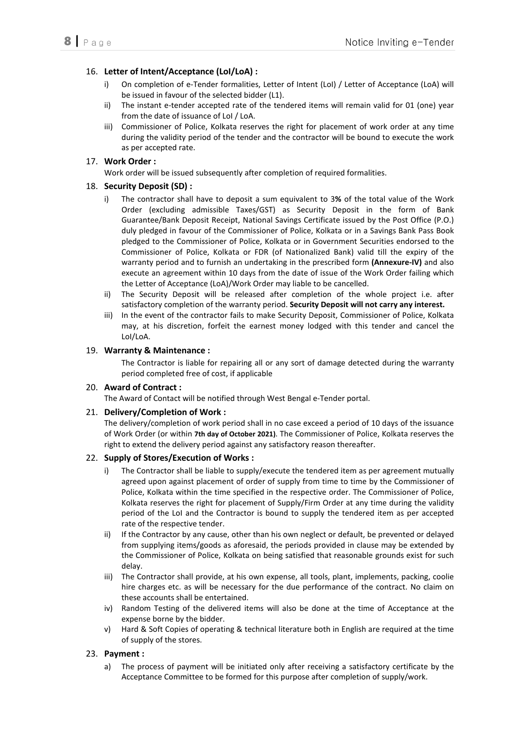## 16. Letter of Intent/Acceptance (LoI/LoA) :

- i) On completion of e-Tender formalities, Letter of Intent (LoI) / Letter of Acceptance (LoA) will be issued in favour of the selected bidder (L1).
- ii) The instant e-tender accepted rate of the tendered items will remain valid for 01 (one) year from the date of issuance of LoI / LoA.
- iii) Commissioner of Police, Kolkata reserves the right for placement of work order at any time during the validity period of the tender and the contractor will be bound to execute the work as per accepted rate.

## 17. Work Order :

Work order will be issued subsequently after completion of required formalities.

## 18. Security Deposit (SD) :

- i) The contractor shall have to deposit a sum equivalent to 3**%** of the total value of the Work Order (excluding admissible Taxes/GST) as Security Deposit in the form of Bank Guarantee/Bank Deposit Receipt, National Savings Certificate issued by the Post Office (P.O.) duly pledged in favour of the Commissioner of Police, Kolkata or in a Savings Bank Pass Book pledged to the Commissioner of Police, Kolkata or in Government Securities endorsed to the Commissioner of Police, Kolkata or FDR (of Nationalized Bank) valid till the expiry of the warranty period and to furnish an undertaking in the prescribed form **(Annexure-IV)** and also execute an agreement within 10 days from the date of issue of the Work Order failing which the Letter of Acceptance (LoA)/Work Order may liable to be cancelled.
- ii) The Security Deposit will be released after completion of the whole project i.e. after satisfactory completion of the warranty period. **Security Deposit will not carry any interest.**
- iii) In the event of the contractor fails to make Security Deposit, Commissioner of Police, Kolkata may, at his discretion, forfeit the earnest money lodged with this tender and cancel the LoI/LoA.

## 19. Warranty & Maintenance :

The Contractor is liable for repairing all or any sort of damage detected during the warranty period completed free of cost, if applicable

## 20. Award of Contract :

The Award of Contact will be notified through West Bengal e-Tender portal.

## 21. Delivery/Completion of Work :

The delivery/completion of work period shall in no case exceed a period of 10 days of the issuance of Work Order (or within **7th day of October 2021)**. The Commissioner of Police, Kolkata reserves the right to extend the delivery period against any satisfactory reason thereafter.

## 22. Supply of Stores/Execution of Works :

- i) The Contractor shall be liable to supply/execute the tendered item as per agreement mutually agreed upon against placement of order of supply from time to time by the Commissioner of Police, Kolkata within the time specified in the respective order. The Commissioner of Police, Kolkata reserves the right for placement of Supply/Firm Order at any time during the validity period of the LoI and the Contractor is bound to supply the tendered item as per accepted rate of the respective tender.
- ii) If the Contractor by any cause, other than his own neglect or default, be prevented or delayed from supplying items/goods as aforesaid, the periods provided in clause may be extended by the Commissioner of Police, Kolkata on being satisfied that reasonable grounds exist for such delay.
- iii) The Contractor shall provide, at his own expense, all tools, plant, implements, packing, coolie hire charges etc. as will be necessary for the due performance of the contract. No claim on these accounts shall be entertained.
- iv) Random Testing of the delivered items will also be done at the time of Acceptance at the expense borne by the bidder.
- v) Hard & Soft Copies of operating & technical literature both in English are required at the time of supply of the stores.

## 23. Payment :

- a) The process of payment will be initiated only after receiving a satisfactory certificate by the Acceptance Committee to be formed for this purpose after completion of supply/work.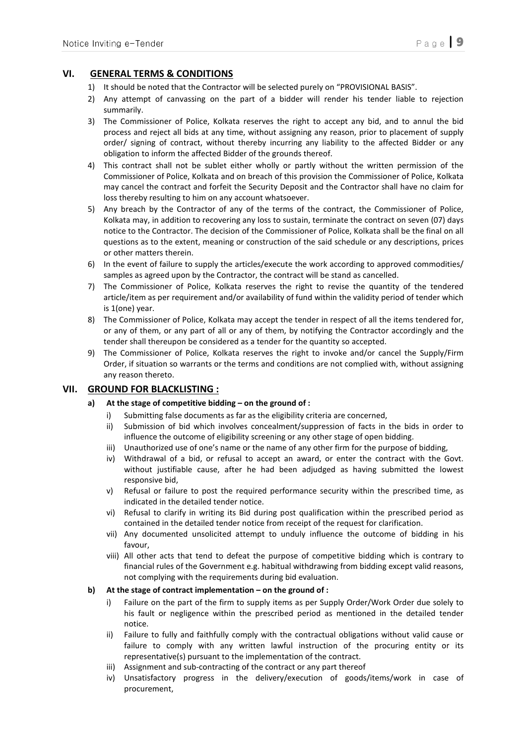## VI. GENERAL TERMS & CONDITIONS

1) It should be noted that the Contractor will be selected purely on "PROVISIONAL BASIS".
2) Any attempt of canvassing on the part of a bidder will render his tender liable to rejection summarily.
3) The Commissioner of Police, Kolkata reserves the right to accept any bid, and to annul the bid process and reject all bids at any time, without assigning any reason, prior to placement of supply order/ signing of contract, without thereby incurring any liability to the affected Bidder or any obligation to inform the affected Bidder of the grounds thereof.
4) This contract shall not be sublet either wholly or partly without the written permission of the Commissioner of Police, Kolkata and on breach of this provision the Commissioner of Police, Kolkata may cancel the contract and forfeit the Security Deposit and the Contractor shall have no claim for loss thereby resulting to him on any account whatsoever.
5) Any breach by the Contractor of any of the terms of the contract, the Commissioner of Police, Kolkata may, in addition to recovering any loss to sustain, terminate the contract on seven (07) days notice to the Contractor. The decision of the Commissioner of Police, Kolkata shall be the final on all questions as to the extent, meaning or construction of the said schedule or any descriptions, prices or other matters therein.
6) In the event of failure to supply the articles/execute the work according to approved commodities/ samples as agreed upon by the Contractor, the contract will be stand as cancelled.
7) The Commissioner of Police, Kolkata reserves the right to revise the quantity of the tendered article/item as per requirement and/or availability of fund within the validity period of tender which is 1(one) year.
8) The Commissioner of Police, Kolkata may accept the tender in respect of all the items tendered for, or any of them, or any part of all or any of them, by notifying the Contractor accordingly and the tender shall thereupon be considered as a tender for the quantity so accepted.
9) The Commissioner of Police, Kolkata reserves the right to invoke and/or cancel the Supply/Firm Order, if situation so warrants or the terms and conditions are not complied with, without assigning any reason thereto.

## VII. GROUND FOR BLACKLISTING :

**a) At the stage of competitive bidding – on the ground of :**

i) Submitting false documents as far as the eligibility criteria are concerned,
ii) Submission of bid which involves concealment/suppression of facts in the bids in order to influence the outcome of eligibility screening or any other stage of open bidding.
iii) Unauthorized use of one's name or the name of any other firm for the purpose of bidding,
iv) Withdrawal of a bid, or refusal to accept an award, or enter the contract with the Govt. without justifiable cause, after he had been adjudged as having submitted the lowest responsive bid,
v) Refusal or failure to post the required performance security within the prescribed time, as indicated in the detailed tender notice.
vi) Refusal to clarify in writing its Bid during post qualification within the prescribed period as contained in the detailed tender notice from receipt of the request for clarification.
vii) Any documented unsolicited attempt to unduly influence the outcome of bidding in his favour,
viii) All other acts that tend to defeat the purpose of competitive bidding which is contrary to financial rules of the Government e.g. habitual withdrawing from bidding except valid reasons, not complying with the requirements during bid evaluation.

**b) At the stage of contract implementation – on the ground of :**

i) Failure on the part of the firm to supply items as per Supply Order/Work Order due solely to his fault or negligence within the prescribed period as mentioned in the detailed tender notice.
ii) Failure to fully and faithfully comply with the contractual obligations without valid cause or failure to comply with any written lawful instruction of the procuring entity or its representative(s) pursuant to the implementation of the contract.
iii) Assignment and sub-contracting of the contract or any part thereof
iv) Unsatisfactory progress in the delivery/execution of goods/items/work in case of procurement,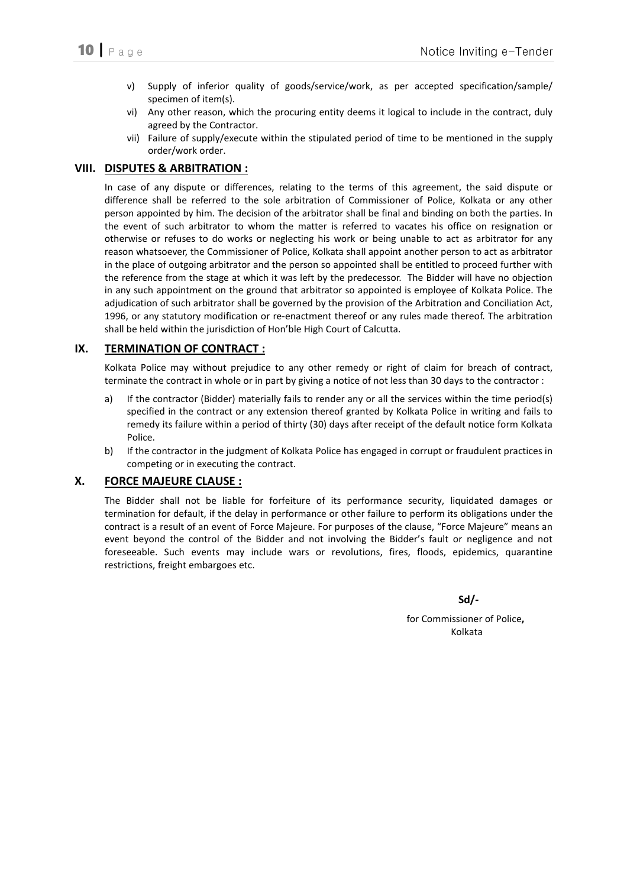v) Supply of inferior quality of goods/service/work, as per accepted specification/sample/ specimen of item(s).

vi) Any other reason, which the procuring entity deems it logical to include in the contract, duly agreed by the Contractor.

vii) Failure of supply/execute within the stipulated period of time to be mentioned in the supply order/work order.

## VIII. DISPUTES & ARBITRATION :

In case of any dispute or differences, relating to the terms of this agreement, the said dispute or difference shall be referred to the sole arbitration of Commissioner of Police, Kolkata or any other person appointed by him. The decision of the arbitrator shall be final and binding on both the parties. In the event of such arbitrator to whom the matter is referred to vacates his office on resignation or otherwise or refuses to do works or neglecting his work or being unable to act as arbitrator for any reason whatsoever, the Commissioner of Police, Kolkata shall appoint another person to act as arbitrator in the place of outgoing arbitrator and the person so appointed shall be entitled to proceed further with the reference from the stage at which it was left by the predecessor. The Bidder will have no objection in any such appointment on the ground that arbitrator so appointed is employee of Kolkata Police. The adjudication of such arbitrator shall be governed by the provision of the Arbitration and Conciliation Act, 1996, or any statutory modification or re-enactment thereof or any rules made thereof. The arbitration shall be held within the jurisdiction of Hon'ble High Court of Calcutta.

## IX. TERMINATION OF CONTRACT :

Kolkata Police may without prejudice to any other remedy or right of claim for breach of contract, terminate the contract in whole or in part by giving a notice of not less than 30 days to the contractor :

a) If the contractor (Bidder) materially fails to render any or all the services within the time period(s) specified in the contract or any extension thereof granted by Kolkata Police in writing and fails to remedy its failure within a period of thirty (30) days after receipt of the default notice form Kolkata Police.

b) If the contractor in the judgment of Kolkata Police has engaged in corrupt or fraudulent practices in competing or in executing the contract.

## X. FORCE MAJEURE CLAUSE :

The Bidder shall not be liable for forfeiture of its performance security, liquidated damages or termination for default, if the delay in performance or other failure to perform its obligations under the contract is a result of an event of Force Majeure. For purposes of the clause, "Force Majeure" means an event beyond the control of the Bidder and not involving the Bidder's fault or negligence and not foreseeable. Such events may include wars or revolutions, fires, floods, epidemics, quarantine restrictions, freight embargoes etc.

**Sd/-**

for Commissioner of Police**,**
Kolkata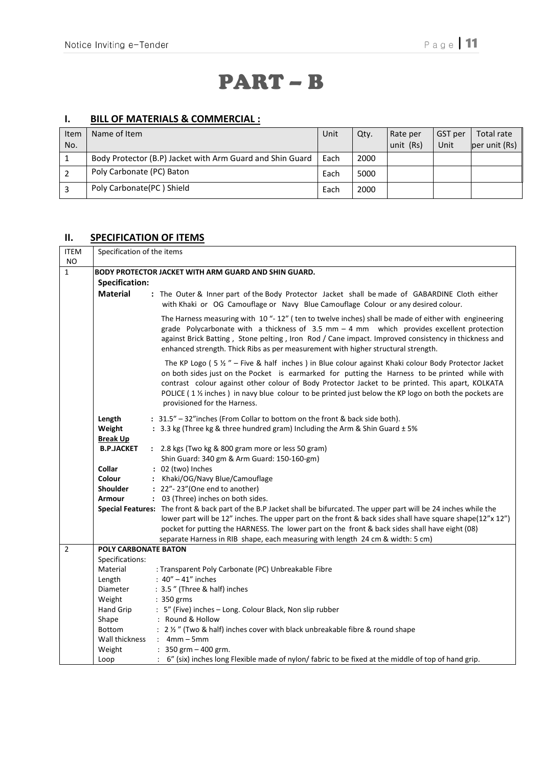# PART – B

## I. BILL OF MATERIALS & COMMERCIAL :

| Item No. | Name of Item | Unit | Qty. | Rate per unit (Rs) | GST per Unit | Total rate per unit (Rs) |
|---|---|---|---|---|---|---|
| 1 | Body Protector (B.P) Jacket with Arm Guard and Shin Guard | Each | 2000 | | | |
| 2 | Poly Carbonate (PC) Baton | Each | 5000 | | | |
| 3 | Poly Carbonate(PC ) Shield | Each | 2000 | | | |

## II. SPECIFICATION OF ITEMS

| ITEM NO | Specification of the items |
|---|---|
| 1 | **BODY PROTECTOR JACKET WITH ARM GUARD AND SHIN GUARD.**<br>**Specification:**<br>**Material** : The Outer & Inner part of the Body Protector Jacket shall be made of GABARDINE Cloth either with Khaki or OG Camouflage or Navy Blue Camouflage Colour or any desired colour.<br>The Harness measuring with 10 "- 12" ( ten to twelve inches) shall be made of either with engineering grade Polycarbonate with a thickness of 3.5 mm – 4 mm which provides excellent protection against Brick Batting , Stone pelting , Iron Rod / Cane impact. Improved consistency in thickness and enhanced strength. Thick Ribs as per measurement with higher structural strength.<br>The KP Logo ( 5 ½ " – Five & half inches ) in Blue colour against Khaki colour Body Protector Jacket on both sides just on the Pocket is earmarked for putting the Harness to be printed while with contrast colour against other colour of Body Protector Jacket to be printed. This apart, KOLKATA POLICE ( 1 ½ inches ) in navy blue colour to be printed just below the KP logo on both the pockets are provisioned for the Harness.<br>**Length** : 31.5" – 32"inches (From Collar to bottom on the front & back side both).<br>**Weight** : 3.3 kg (Three kg & three hundred gram) Including the Arm & Shin Guard ± 5%<br>**Break Up**<br>**B.P.JACKET** : 2.8 kgs (Two kg & 800 gram more or less 50 gram)<br>Shin Guard: 340 gm & Arm Guard: 150-160-gm)<br>**Collar** : 02 (two) Inches<br>**Colour** : Khaki/OG/Navy Blue/Camouflage<br>**Shoulder** : 22"- 23"(One end to another)<br>**Armour** : 03 (Three) inches on both sides.<br>**Special Features:** The front & back part of the B.P Jacket shall be bifurcated. The upper part will be 24 inches while the lower part will be 12" inches. The upper part on the front & back sides shall have square shape(12"x 12") pocket for putting the HARNESS. The lower part on the front & back sides shall have eight (08) separate Harness in RIB shape, each measuring with length 24 cm & width: 5 cm) |
| 2 | **POLY CARBONATE BATON**<br>Specifications:<br>Material : Transparent Poly Carbonate (PC) Unbreakable Fibre<br>Length : 40" – 41" inches<br>Diameter : 3.5 " (Three & half) inches<br>Weight : 350 grms<br>Hand Grip : 5" (Five) inches – Long. Colour Black, Non slip rubber<br>Shape : Round & Hollow<br>Bottom : 2 ½ " (Two & half) inches cover with black unbreakable fibre & round shape<br>Wall thickness : 4mm – 5mm<br>Weight : 350 grm – 400 grm.<br>Loop : 6" (six) inches long Flexible made of nylon/ fabric to be fixed at the middle of top of hand grip. |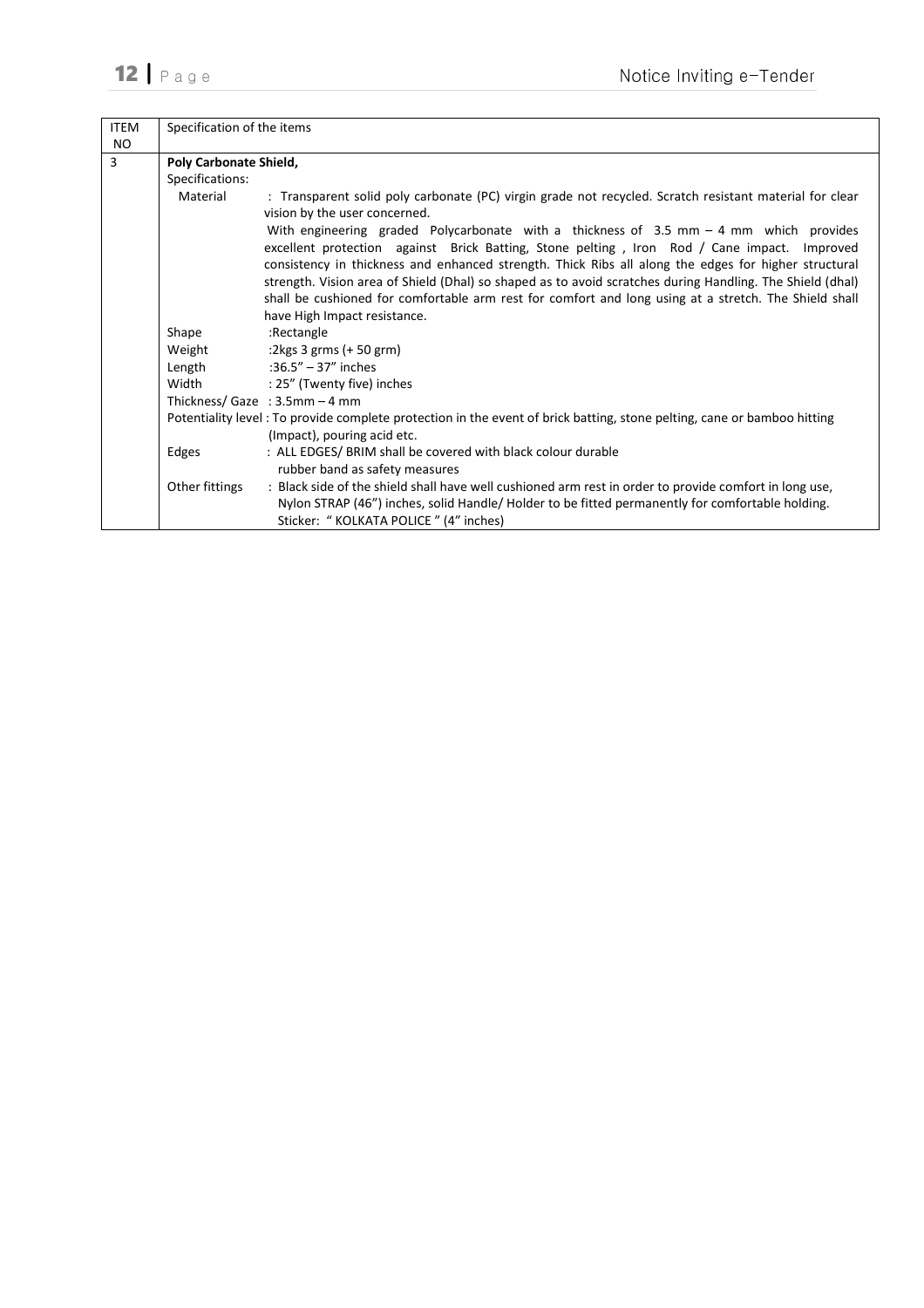| ITEM NO | Specification of the items |
|---|---|
| 3 | **Poly Carbonate Shield,**<br>Specifications:<br>Material : Transparent solid poly carbonate (PC) virgin grade not recycled. Scratch resistant material for clear vision by the user concerned.<br>With engineering graded Polycarbonate with a thickness of 3.5 mm – 4 mm which provides excellent protection against Brick Batting, Stone pelting , Iron Rod / Cane impact. Improved consistency in thickness and enhanced strength. Thick Ribs all along the edges for higher structural strength. Vision area of Shield (Dhal) so shaped as to avoid scratches during Handling. The Shield (dhal) shall be cushioned for comfortable arm rest for comfort and long using at a stretch. The Shield shall have High Impact resistance.<br>Shape :Rectangle<br>Weight :2kgs 3 grms (+ 50 grm)<br>Length :36.5" – 37" inches<br>Width : 25" (Twenty five) inches<br>Thickness/ Gaze : 3.5mm – 4 mm<br>Potentiality level : To provide complete protection in the event of brick batting, stone pelting, cane or bamboo hitting (Impact), pouring acid etc.<br>Edges : ALL EDGES/ BRIM shall be covered with black colour durable rubber band as safety measures<br>Other fittings : Black side of the shield shall have well cushioned arm rest in order to provide comfort in long use, Nylon STRAP (46") inches, solid Handle/ Holder to be fitted permanently for comfortable holding. Sticker: " KOLKATA POLICE " (4" inches) |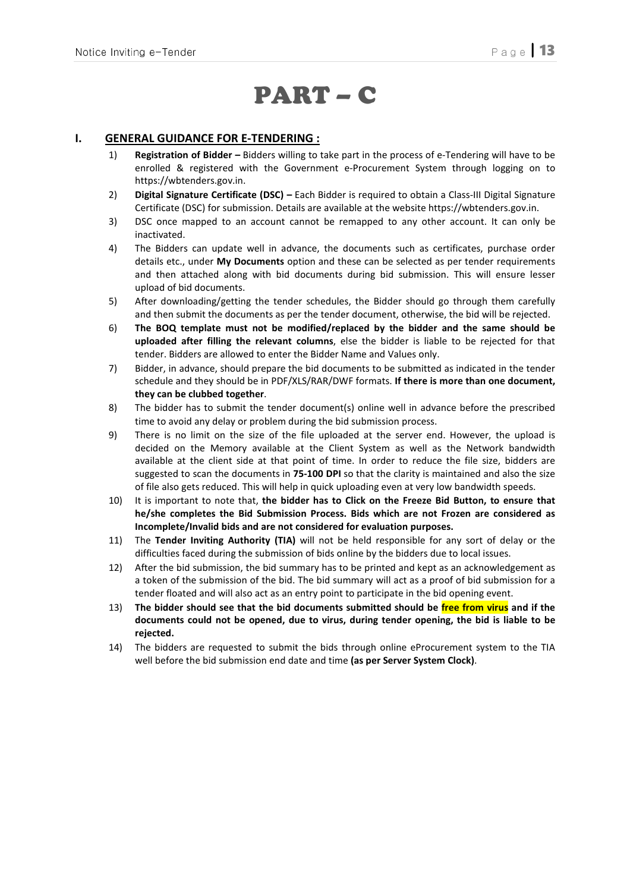# PART – C

## I. GENERAL GUIDANCE FOR E-TENDERING :

1) **Registration of Bidder –** Bidders willing to take part in the process of e-Tendering will have to be enrolled & registered with the Government e-Procurement System through logging on to https://wbtenders.gov.in.
2) **Digital Signature Certificate (DSC) –** Each Bidder is required to obtain a Class-III Digital Signature Certificate (DSC) for submission. Details are available at the website https://wbtenders.gov.in.
3) DSC once mapped to an account cannot be remapped to any other account. It can only be inactivated.
4) The Bidders can update well in advance, the documents such as certificates, purchase order details etc., under **My Documents** option and these can be selected as per tender requirements and then attached along with bid documents during bid submission. This will ensure lesser upload of bid documents.
5) After downloading/getting the tender schedules, the Bidder should go through them carefully and then submit the documents as per the tender document, otherwise, the bid will be rejected.
6) **The BOQ template must not be modified/replaced by the bidder and the same should be uploaded after filling the relevant columns**, else the bidder is liable to be rejected for that tender. Bidders are allowed to enter the Bidder Name and Values only.
7) Bidder, in advance, should prepare the bid documents to be submitted as indicated in the tender schedule and they should be in PDF/XLS/RAR/DWF formats. **If there is more than one document, they can be clubbed together**.
8) The bidder has to submit the tender document(s) online well in advance before the prescribed time to avoid any delay or problem during the bid submission process.
9) There is no limit on the size of the file uploaded at the server end. However, the upload is decided on the Memory available at the Client System as well as the Network bandwidth available at the client side at that point of time. In order to reduce the file size, bidders are suggested to scan the documents in **75-100 DPI** so that the clarity is maintained and also the size of file also gets reduced. This will help in quick uploading even at very low bandwidth speeds.
10) It is important to note that, **the bidder has to Click on the Freeze Bid Button, to ensure that he/she completes the Bid Submission Process. Bids which are not Frozen are considered as Incomplete/Invalid bids and are not considered for evaluation purposes.**
11) The **Tender Inviting Authority (TIA)** will not be held responsible for any sort of delay or the difficulties faced during the submission of bids online by the bidders due to local issues.
12) After the bid submission, the bid summary has to be printed and kept as an acknowledgement as a token of the submission of the bid. The bid summary will act as a proof of bid submission for a tender floated and will also act as an entry point to participate in the bid opening event.
13) **The bidder should see that the bid documents submitted should be free from virus and if the documents could not be opened, due to virus, during tender opening, the bid is liable to be rejected.**
14) The bidders are requested to submit the bids through online eProcurement system to the TIA well before the bid submission end date and time **(as per Server System Clock)**.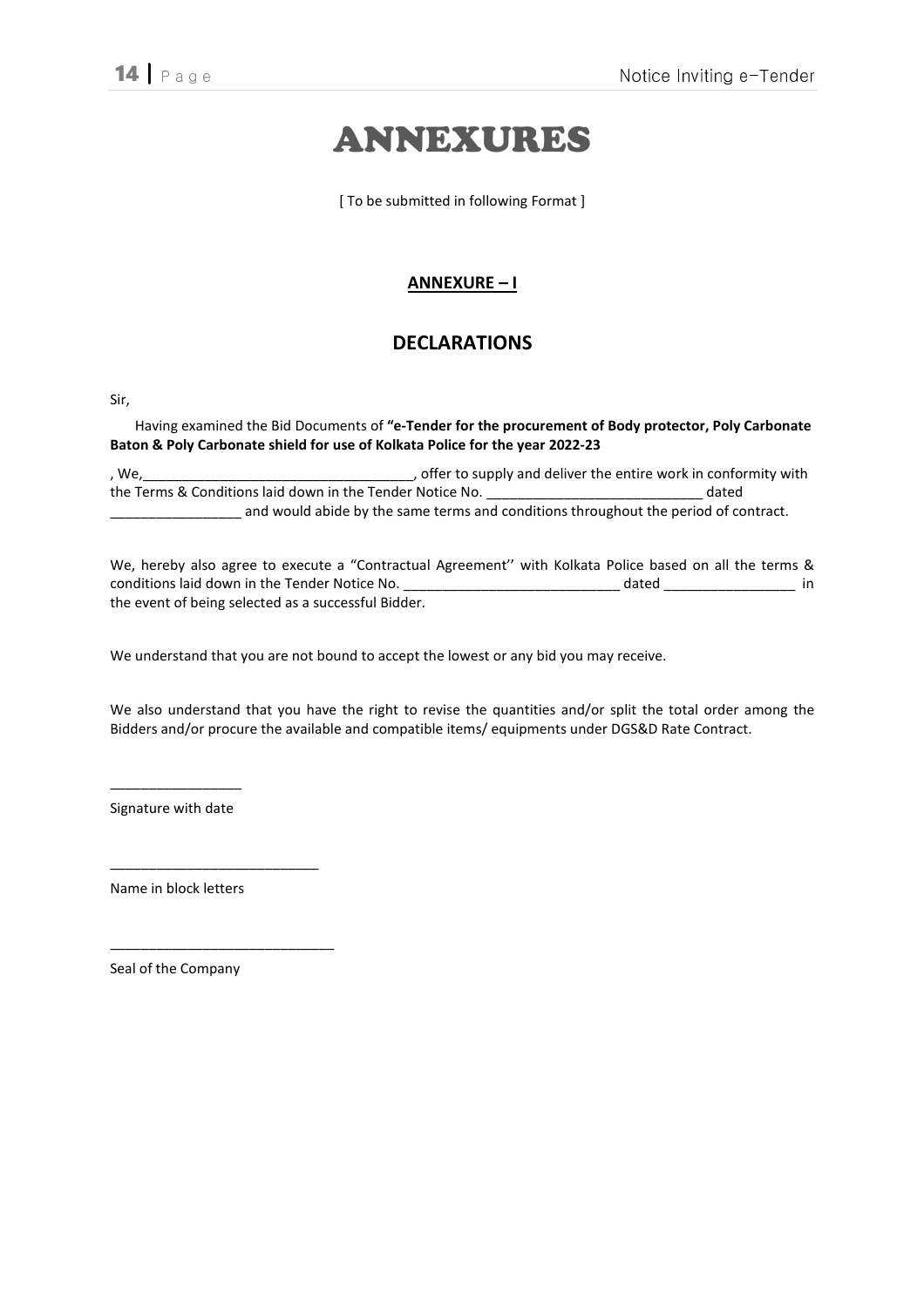# ANNEXURES

[ To be submitted in following Format ]

## ANNEXURE – I

## DECLARATIONS

Sir,

Having examined the Bid Documents of **"e-Tender for the procurement of Body protector, Poly Carbonate Baton & Poly Carbonate shield for use of Kolkata Police for the year 2022-23**

, We,___________________________________, offer to supply and deliver the entire work in conformity with the Terms & Conditions laid down in the Tender Notice No. ___________________________ dated _________________ and would abide by the same terms and conditions throughout the period of contract.

We, hereby also agree to execute a "Contractual Agreement'' with Kolkata Police based on all the terms & conditions laid down in the Tender Notice No. ___________________________ dated _________________ in the event of being selected as a successful Bidder.

We understand that you are not bound to accept the lowest or any bid you may receive.

We also understand that you have the right to revise the quantities and/or split the total order among the Bidders and/or procure the available and compatible items/ equipments under DGS&D Rate Contract.

_________________

Signature with date

___________________________

Name in block letters

_____________________________

Seal of the Company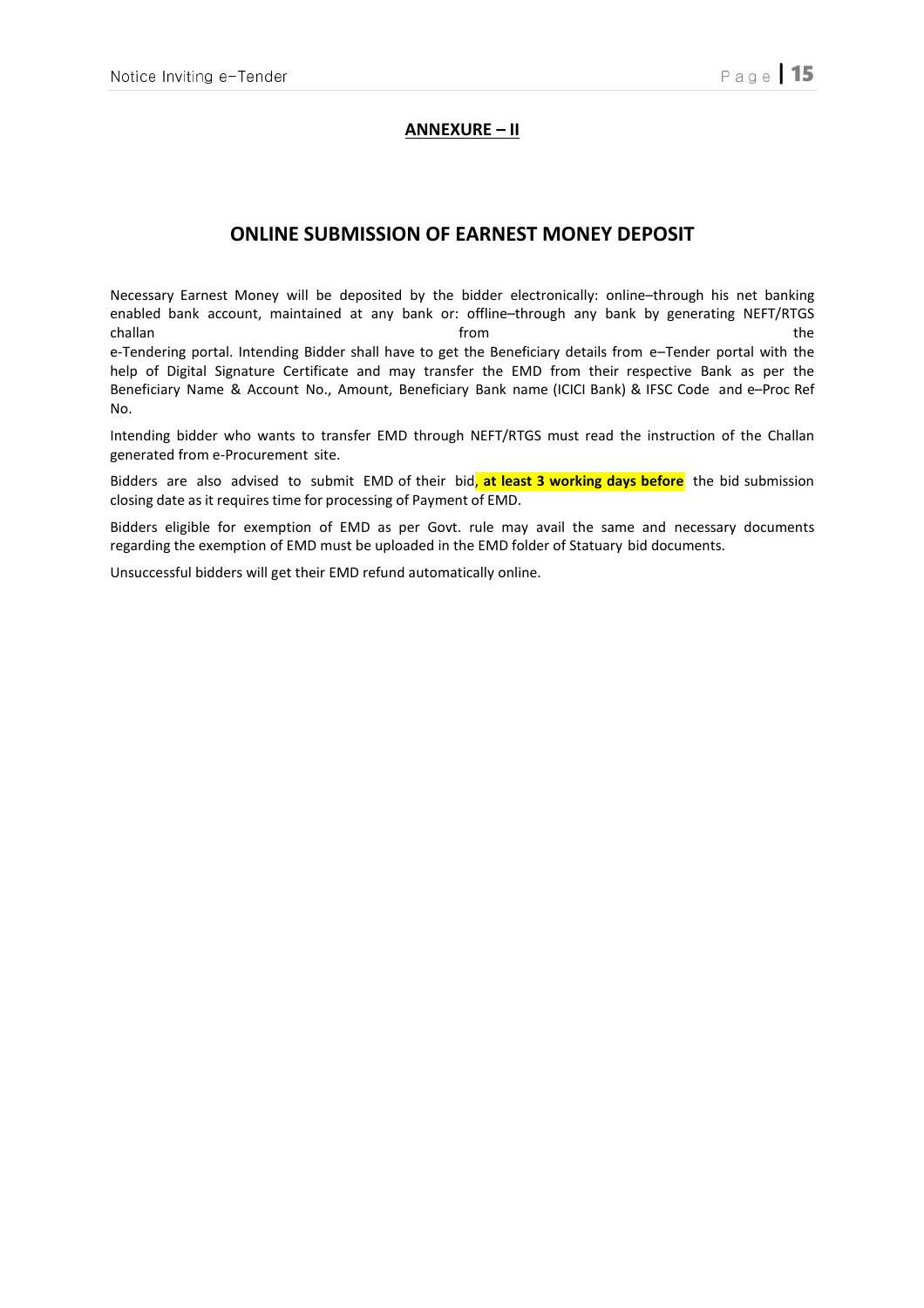## ANNEXURE – II

## ONLINE SUBMISSION OF EARNEST MONEY DEPOSIT

Necessary Earnest Money will be deposited by the bidder electronically: online–through his net banking enabled bank account, maintained at any bank or: offline–through any bank by generating NEFT/RTGS challan from the e-Tendering portal. Intending Bidder shall have to get the Beneficiary details from e–Tender portal with the help of Digital Signature Certificate and may transfer the EMD from their respective Bank as per the Beneficiary Name & Account No., Amount, Beneficiary Bank name (ICICI Bank) & IFSC Code and e–Proc Ref No.

Intending bidder who wants to transfer EMD through NEFT/RTGS must read the instruction of the Challan generated from e-Procurement site.

Bidders are also advised to submit EMD of their bid, **at least 3 working days before** the bid submission closing date as it requires time for processing of Payment of EMD.

Bidders eligible for exemption of EMD as per Govt. rule may avail the same and necessary documents regarding the exemption of EMD must be uploaded in the EMD folder of Statuary bid documents.

Unsuccessful bidders will get their EMD refund automatically online.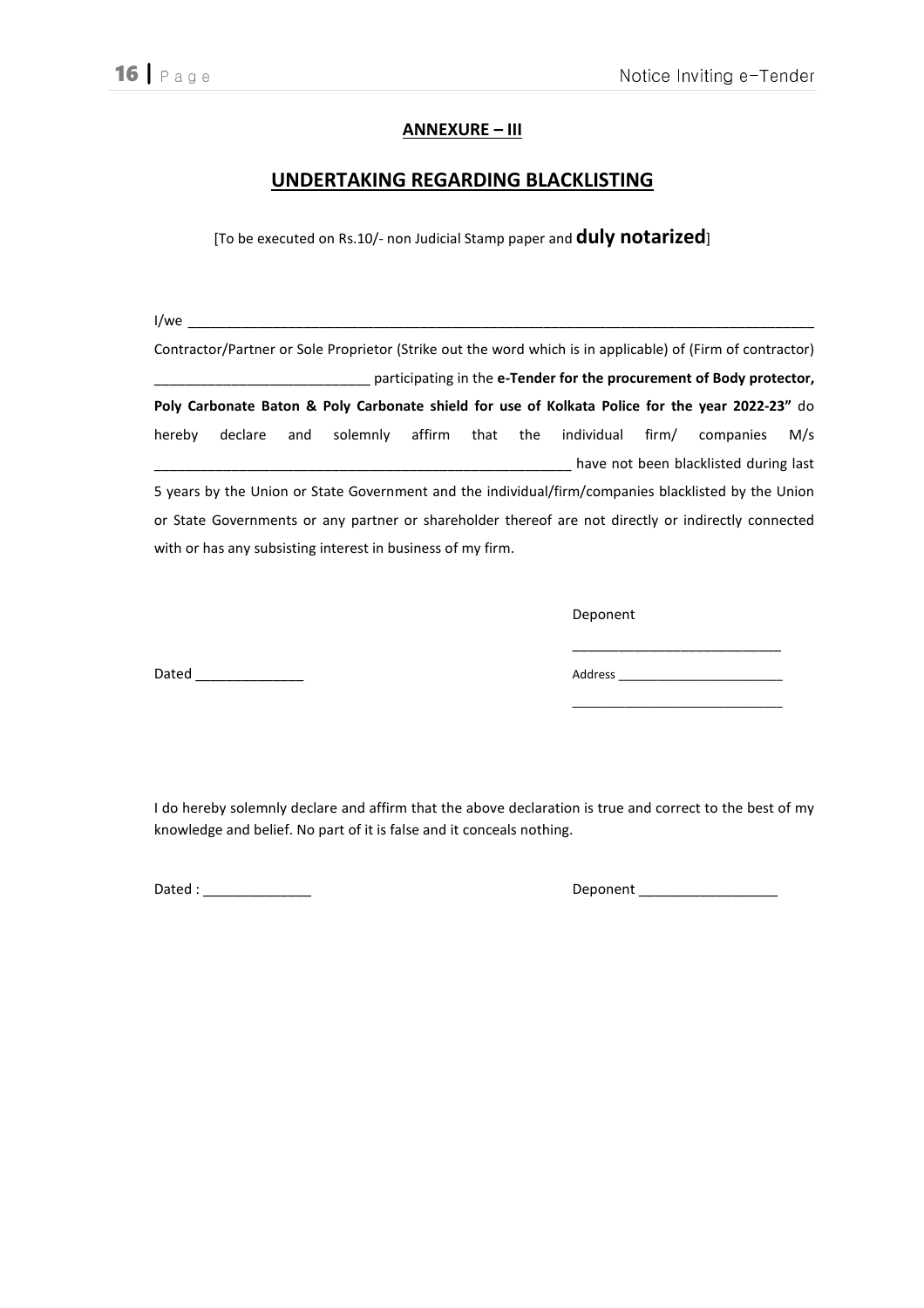## ANNEXURE – III

## UNDERTAKING REGARDING BLACKLISTING

[To be executed on Rs.10/- non Judicial Stamp paper and **duly notarized**]

I/we ______________________________________________________________________________ Contractor/Partner or Sole Proprietor (Strike out the word which is in applicable) of (Firm of contractor) ___________________________ participating in the **e-Tender for the procurement of Body protector, Poly Carbonate Baton & Poly Carbonate shield for use of Kolkata Police for the year 2022-23"** do hereby declare and solemnly affirm that the individual firm/ companies M/s ______________________________________________________ have not been blacklisted during last 5 years by the Union or State Government and the individual/firm/companies blacklisted by the Union or State Governments or any partner or shareholder thereof are not directly or indirectly connected with or has any subsisting interest in business of my firm.

Deponent

___________________________

Dated ______________

Address _______________________

_____________________________

I do hereby solemnly declare and affirm that the above declaration is true and correct to the best of my knowledge and belief. No part of it is false and it conceals nothing.

Dated : ______________

Deponent __________________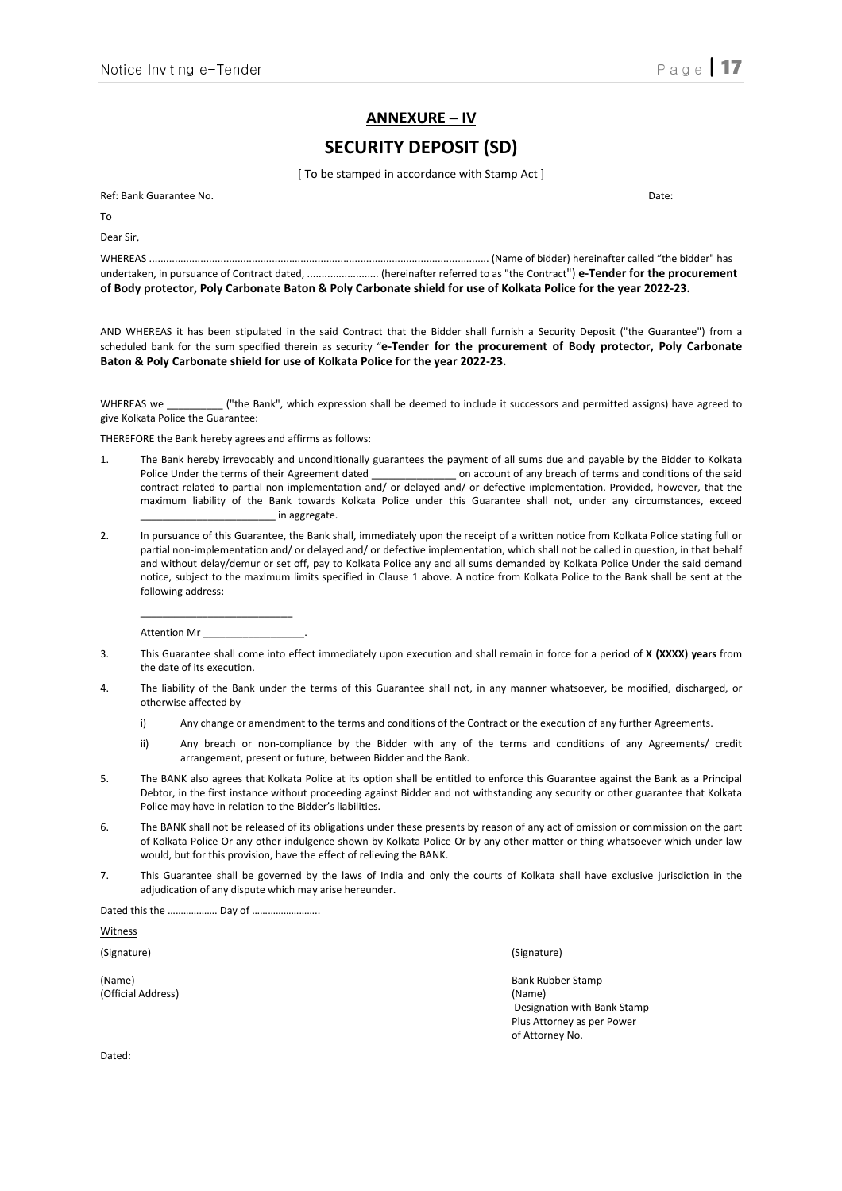## ANNEXURE – IV

# SECURITY DEPOSIT (SD)

[ To be stamped in accordance with Stamp Act ]

Ref: Bank Guarantee No. Date:

To

Dear Sir,

WHEREAS ....................................................................................................................... (Name of bidder) hereinafter called "the bidder" has undertaken, in pursuance of Contract dated, ......................... (hereinafter referred to as "the Contract") **e-Tender for the procurement of Body protector, Poly Carbonate Baton & Poly Carbonate shield for use of Kolkata Police for the year 2022-23.**

AND WHEREAS it has been stipulated in the said Contract that the Bidder shall furnish a Security Deposit ("the Guarantee") from a scheduled bank for the sum specified therein as security "**e-Tender for the procurement of Body protector, Poly Carbonate Baton & Poly Carbonate shield for use of Kolkata Police for the year 2022-23.**

WHEREAS we __________ ("the Bank", which expression shall be deemed to include it successors and permitted assigns) have agreed to give Kolkata Police the Guarantee:

THEREFORE the Bank hereby agrees and affirms as follows:

1. The Bank hereby irrevocably and unconditionally guarantees the payment of all sums due and payable by the Bidder to Kolkata Police Under the terms of their Agreement dated _______________ on account of any breach of terms and conditions of the said contract related to partial non-implementation and/ or delayed and/ or defective implementation. Provided, however, that the maximum liability of the Bank towards Kolkata Police under this Guarantee shall not, under any circumstances, exceed ________________________ in aggregate.

2. In pursuance of this Guarantee, the Bank shall, immediately upon the receipt of a written notice from Kolkata Police stating full or partial non-implementation and/ or delayed and/ or defective implementation, which shall not be called in question, in that behalf and without delay/demur or set off, pay to Kolkata Police any and all sums demanded by Kolkata Police Under the said demand notice, subject to the maximum limits specified in Clause 1 above. A notice from Kolkata Police to the Bank shall be sent at the following address:

   ___________________________

   Attention Mr __________________.

3. This Guarantee shall come into effect immediately upon execution and shall remain in force for a period of **X (XXXX) years** from the date of its execution.

4. The liability of the Bank under the terms of this Guarantee shall not, in any manner whatsoever, be modified, discharged, or otherwise affected by -

   i) Any change or amendment to the terms and conditions of the Contract or the execution of any further Agreements.

   ii) Any breach or non-compliance by the Bidder with any of the terms and conditions of any Agreements/ credit arrangement, present or future, between Bidder and the Bank.

5. The BANK also agrees that Kolkata Police at its option shall be entitled to enforce this Guarantee against the Bank as a Principal Debtor, in the first instance without proceeding against Bidder and not withstanding any security or other guarantee that Kolkata Police may have in relation to the Bidder's liabilities.

6. The BANK shall not be released of its obligations under these presents by reason of any act of omission or commission on the part of Kolkata Police Or any other indulgence shown by Kolkata Police Or by any other matter or thing whatsoever which under law would, but for this provision, have the effect of relieving the BANK.

7. This Guarantee shall be governed by the laws of India and only the courts of Kolkata shall have exclusive jurisdiction in the adjudication of any dispute which may arise hereunder.

Dated this the ………………. Day of ……………………..

Witness

(Signature)

(Name)
(Official Address)

(Signature)

Bank Rubber Stamp
(Name)
Designation with Bank Stamp
Plus Attorney as per Power
of Attorney No.

Dated: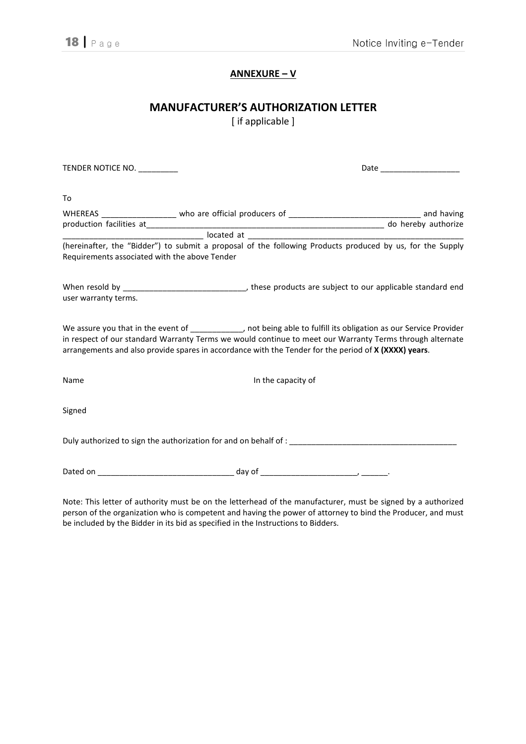**ANNEXURE – V**

## MANUFACTURER'S AUTHORIZATION LETTER

[ if applicable ]

TENDER NOTICE NO. _________ Date __________________

To

WHEREAS _________________ who are official producers of ______________________________ and having production facilities at_______________________________________________________ do hereby authorize _______________________________ located at _________________________________________________ (hereinafter, the "Bidder") to submit a proposal of the following Products produced by us, for the Supply Requirements associated with the above Tender

When resold by ____________________________, these products are subject to our applicable standard end user warranty terms.

We assure you that in the event of ____________, not being able to fulfill its obligation as our Service Provider in respect of our standard Warranty Terms we would continue to meet our Warranty Terms through alternate arrangements and also provide spares in accordance with the Tender for the period of **X (XXXX) years**.

Name In the capacity of

Signed

Duly authorized to sign the authorization for and on behalf of : ______________________________________

Dated on _______________________________ day of ______________________, ______.

Note: This letter of authority must be on the letterhead of the manufacturer, must be signed by a authorized person of the organization who is competent and having the power of attorney to bind the Producer, and must be included by the Bidder in its bid as specified in the Instructions to Bidders.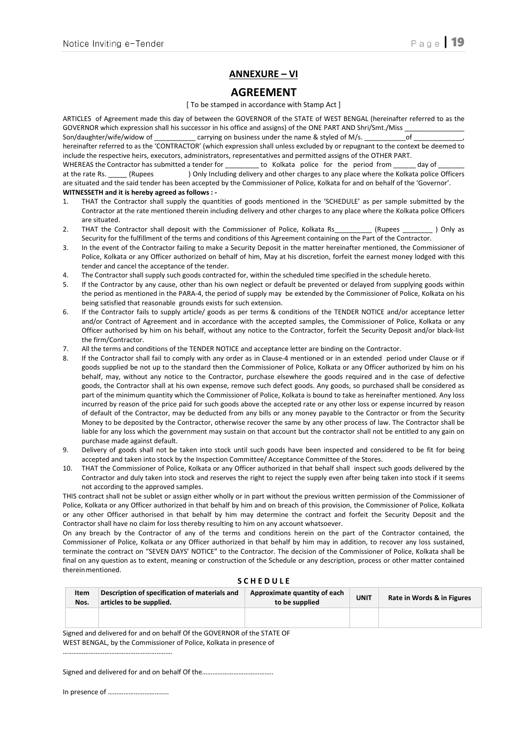## ANNEXURE – VI

## AGREEMENT

[ To be stamped in accordance with Stamp Act ]

ARTICLES of Agreement made this day of between the GOVERNOR of the STATE of WEST BENGAL (hereinafter referred to as the GOVERNOR which expression shall his successor in his office and assigns) of the ONE PART AND Shri/Smt./Miss _______________ Son/daughter/wife/widow of ___________ carrying on business under the name & styled of M/s. ___________of _____________, hereinafter referred to as the 'CONTRACTOR' (which expression shall unless excluded by or repugnant to the context be deemed to include the respective heirs, executors, administrators, representatives and permitted assigns of the OTHER PART.

WHEREAS the Contractor has submitted a tender for _________ to Kolkata police for the period from ______ day of _______ at the rate Rs. _____ (Rupees ) Only Including delivery and other charges to any place where the Kolkata police Officers are situated and the said tender has been accepted by the Commissioner of Police, Kolkata for and on behalf of the 'Governor'.

**WITNESSETH and it is hereby agreed as follows : -**

1. THAT the Contractor shall supply the quantities of goods mentioned in the 'SCHEDULE' as per sample submitted by the Contractor at the rate mentioned therein including delivery and other charges to any place where the Kolkata police Officers are situated.
2. THAT the Contractor shall deposit with the Commissioner of Police, Kolkata Rs__________ (Rupees ________ ) Only as Security for the fulfillment of the terms and conditions of this Agreement containing on the Part of the Contractor.
3. In the event of the Contractor failing to make a Security Deposit in the matter hereinafter mentioned, the Commissioner of Police, Kolkata or any Officer authorized on behalf of him, May at his discretion, forfeit the earnest money lodged with this tender and cancel the acceptance of the tender.
4. The Contractor shall supply such goods contracted for, within the scheduled time specified in the schedule hereto.
5. If the Contractor by any cause, other than his own neglect or default be prevented or delayed from supplying goods within the period as mentioned in the PARA-4, the period of supply may be extended by the Commissioner of Police, Kolkata on his being satisfied that reasonable grounds exists for such extension.
6. If the Contractor fails to supply article/ goods as per terms & conditions of the TENDER NOTICE and/or acceptance letter and/or Contract of Agreement and in accordance with the accepted samples, the Commissioner of Police, Kolkata or any Officer authorised by him on his behalf, without any notice to the Contractor, forfeit the Security Deposit and/or black-list the firm/Contractor.
7. All the terms and conditions of the TENDER NOTICE and acceptance letter are binding on the Contractor.
8. If the Contractor shall fail to comply with any order as in Clause-4 mentioned or in an extended period under Clause or if goods supplied be not up to the standard then the Commissioner of Police, Kolkata or any Officer authorized by him on his behalf, may, without any notice to the Contractor, purchase elsewhere the goods required and in the case of defective goods, the Contractor shall at his own expense, remove such defect goods. Any goods, so purchased shall be considered as part of the minimum quantity which the Commissioner of Police, Kolkata is bound to take as hereinafter mentioned. Any loss incurred by reason of the price paid for such goods above the accepted rate or any other loss or expense incurred by reason of default of the Contractor, may be deducted from any bills or any money payable to the Contractor or from the Security Money to be deposited by the Contractor, otherwise recover the same by any other process of law. The Contractor shall be liable for any loss which the government may sustain on that account but the contractor shall not be entitled to any gain on purchase made against default.
9. Delivery of goods shall not be taken into stock until such goods have been inspected and considered to be fit for being accepted and taken into stock by the Inspection Committee/ Acceptance Committee of the Stores.
10. THAT the Commissioner of Police, Kolkata or any Officer authorized in that behalf shall inspect such goods delivered by the Contractor and duly taken into stock and reserves the right to reject the supply even after being taken into stock if it seems not according to the approved samples.

THIS contract shall not be sublet or assign either wholly or in part without the previous written permission of the Commissioner of Police, Kolkata or any Officer authorized in that behalf by him and on breach of this provision, the Commissioner of Police, Kolkata or any other Officer authorised in that behalf by him may determine the contract and forfeit the Security Deposit and the Contractor shall have no claim for loss thereby resulting to him on any account whatsoever.

On any breach by the Contractor of any of the terms and conditions herein on the part of the Contractor contained, the Commissioner of Police, Kolkata or any Officer authorized in that behalf by him may in addition, to recover any loss sustained, terminate the contract on "SEVEN DAYS' NOTICE" to the Contractor. The decision of the Commissioner of Police, Kolkata shall be final on any question as to extent, meaning or construction of the Schedule or any description, process or other matter contained therein mentioned.

**S C H E D U L E**

| Item Nos. | Description of specification of materials and articles to be supplied. | Approximate quantity of each to be supplied | UNIT | Rate in Words & in Figures |
|---|---|---|---|---|
| | | | | |

Signed and delivered for and on behalf Of the GOVERNOR of the STATE OF WEST BENGAL, by the Commissioner of Police, Kolkata in presence of

……………………………………………………

Signed and delivered for and on behalf Of the…………………………………

In presence of ……………………………..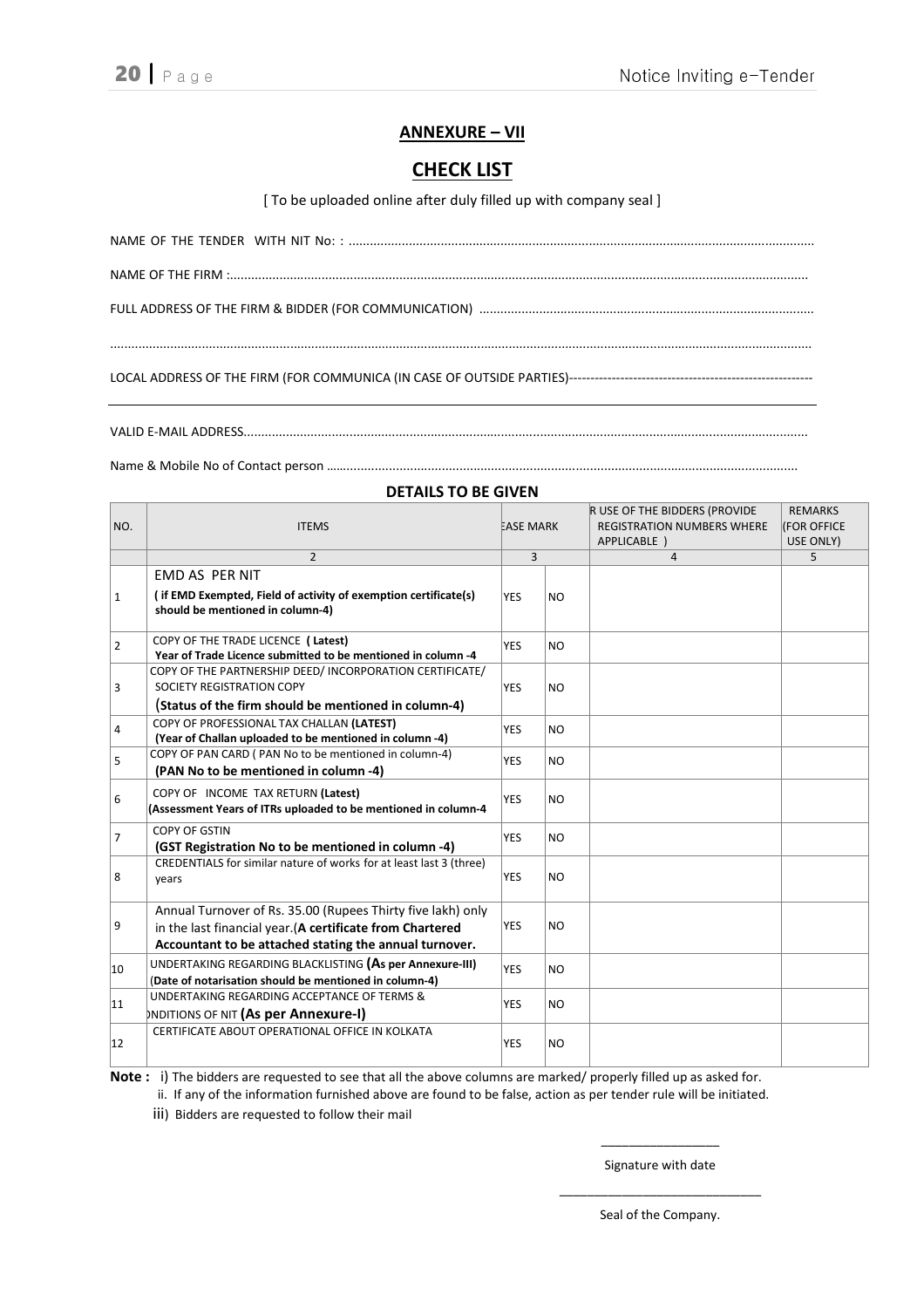## ANNEXURE – VII

## CHECK LIST

[ To be uploaded online after duly filled up with company seal ]

NAME OF THE TENDER WITH NIT No: : ...................................................................................................................................

NAME OF THE FIRM :...................................................................................................................................................

FULL ADDRESS OF THE FIRM & BIDDER (FOR COMMUNICATION) ...............................................................................................

.......................................................................................................................................................................................

LOCAL ADDRESS OF THE FIRM (FOR COMMUNICA (IN CASE OF OUTSIDE PARTIES)--------------------------------------------------------

VALID E-MAIL ADDRESS...............................................................................................................................................

Name & Mobile No of Contact person ......................................................................................................................

**DETAILS TO BE GIVEN**

| NO. | ITEMS | EASE MARK | | R USE OF THE BIDDERS (PROVIDE REGISTRATION NUMBERS WHERE APPLICABLE ) | REMARKS (FOR OFFICE USE ONLY) |
|---|---|---|---|---|---|
| | 2 | 3 | | 4 | 5 |
| 1 | EMD AS PER NIT **( if EMD Exempted, Field of activity of exemption certificate(s) should be mentioned in column-4)** | YES | NO | | |
| 2 | COPY OF THE TRADE LICENCE **( Latest)** **Year of Trade Licence submitted to be mentioned in column -4** | YES | NO | | |
| 3 | COPY OF THE PARTNERSHIP DEED/ INCORPORATION CERTIFICATE/ SOCIETY REGISTRATION COPY **(Status of the firm should be mentioned in column-4)** | YES | NO | | |
| 4 | COPY OF PROFESSIONAL TAX CHALLAN **(LATEST)** **(Year of Challan uploaded to be mentioned in column -4)** | YES | NO | | |
| 5 | COPY OF PAN CARD ( PAN No to be mentioned in column-4) **(PAN No to be mentioned in column -4)** | YES | NO | | |
| 6 | COPY OF INCOME TAX RETURN **(Latest)** **(Assessment Years of ITRs uploaded to be mentioned in column-4** | YES | NO | | |
| 7 | COPY OF GSTIN **(GST Registration No to be mentioned in column -4)** | YES | NO | | |
| 8 | CREDENTIALS for similar nature of works for at least last 3 (three) years | YES | NO | | |
| 9 | Annual Turnover of Rs. 35.00 (Rupees Thirty five lakh) only in the last financial year.**(A certificate from Chartered Accountant to be attached stating the annual turnover.** | YES | NO | | |
| 10 | UNDERTAKING REGARDING BLACKLISTING **(As per Annexure-III)** **(Date of notarisation should be mentioned in column-4)** | YES | NO | | |
| 11 | UNDERTAKING REGARDING ACCEPTANCE OF TERMS & ONDITIONS OF NIT **(As per Annexure-I)** | YES | NO | | |
| 12 | CERTIFICATE ABOUT OPERATIONAL OFFICE IN KOLKATA | YES | NO | | |

**Note :** i) The bidders are requested to see that all the above columns are marked/ properly filled up as asked for.

ii. If any of the information furnished above are found to be false, action as per tender rule will be initiated.

iii) Bidders are requested to follow their mail

_________________

Signature with date

______________________________

Seal of the Company.